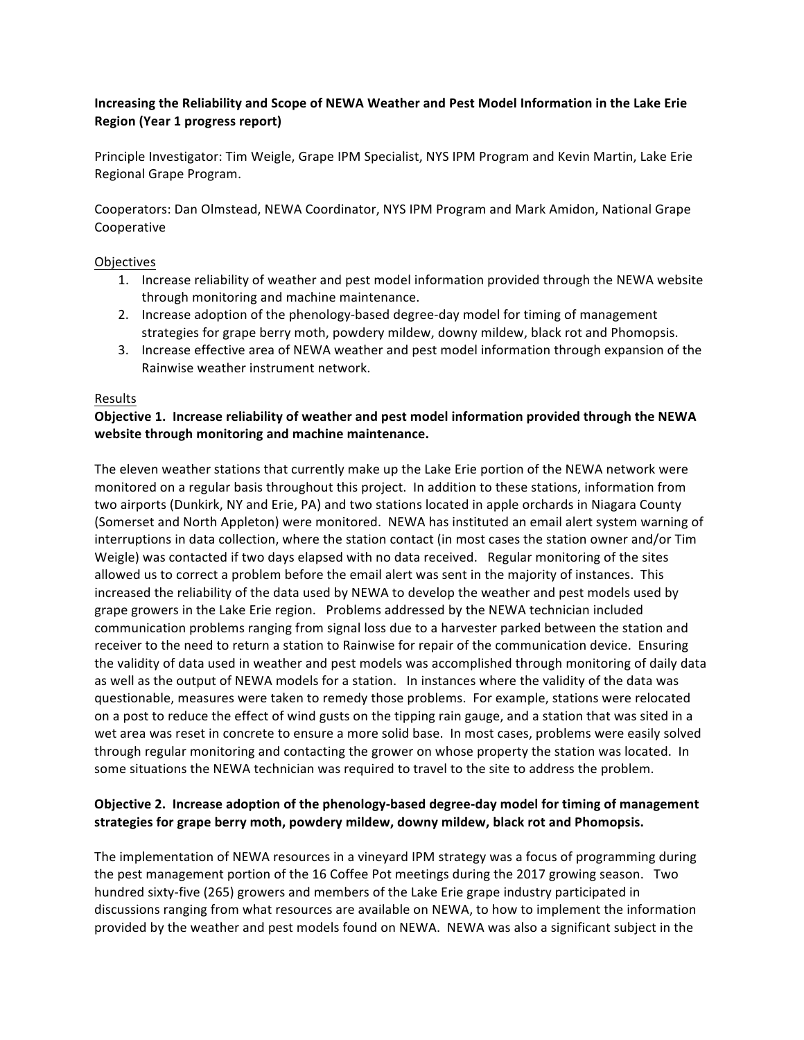**Increasing the Reliability and Scope of NEWA Weather and Pest Model Information in the Lake Erie Region (Year 1 progress report)**

Principle Investigator: Tim Weigle, Grape IPM Specialist, NYS IPM Program and Kevin Martin, Lake Erie Regional Grape Program.

Cooperators: Dan Olmstead, NEWA Coordinator, NYS IPM Program and Mark Amidon, National Grape Cooperative

Objectives

1. Increase reliability of weather and pest model information provided through the NEWA website through monitoring and machine maintenance.
2. Increase adoption of the phenology-based degree-day model for timing of management strategies for grape berry moth, powdery mildew, downy mildew, black rot and Phomopsis.
3. Increase effective area of NEWA weather and pest model information through expansion of the Rainwise weather instrument network.

Results

**Objective 1. Increase reliability of weather and pest model information provided through the NEWA website through monitoring and machine maintenance.**

The eleven weather stations that currently make up the Lake Erie portion of the NEWA network were monitored on a regular basis throughout this project. In addition to these stations, information from two airports (Dunkirk, NY and Erie, PA) and two stations located in apple orchards in Niagara County (Somerset and North Appleton) were monitored. NEWA has instituted an email alert system warning of interruptions in data collection, where the station contact (in most cases the station owner and/or Tim Weigle) was contacted if two days elapsed with no data received. Regular monitoring of the sites allowed us to correct a problem before the email alert was sent in the majority of instances. This increased the reliability of the data used by NEWA to develop the weather and pest models used by grape growers in the Lake Erie region. Problems addressed by the NEWA technician included communication problems ranging from signal loss due to a harvester parked between the station and receiver to the need to return a station to Rainwise for repair of the communication device. Ensuring the validity of data used in weather and pest models was accomplished through monitoring of daily data as well as the output of NEWA models for a station. In instances where the validity of the data was questionable, measures were taken to remedy those problems. For example, stations were relocated on a post to reduce the effect of wind gusts on the tipping rain gauge, and a station that was sited in a wet area was reset in concrete to ensure a more solid base. In most cases, problems were easily solved through regular monitoring and contacting the grower on whose property the station was located. In some situations the NEWA technician was required to travel to the site to address the problem.

**Objective 2. Increase adoption of the phenology-based degree-day model for timing of management strategies for grape berry moth, powdery mildew, downy mildew, black rot and Phomopsis.**

The implementation of NEWA resources in a vineyard IPM strategy was a focus of programming during the pest management portion of the 16 Coffee Pot meetings during the 2017 growing season. Two hundred sixty-five (265) growers and members of the Lake Erie grape industry participated in discussions ranging from what resources are available on NEWA, to how to implement the information provided by the weather and pest models found on NEWA. NEWA was also a significant subject in the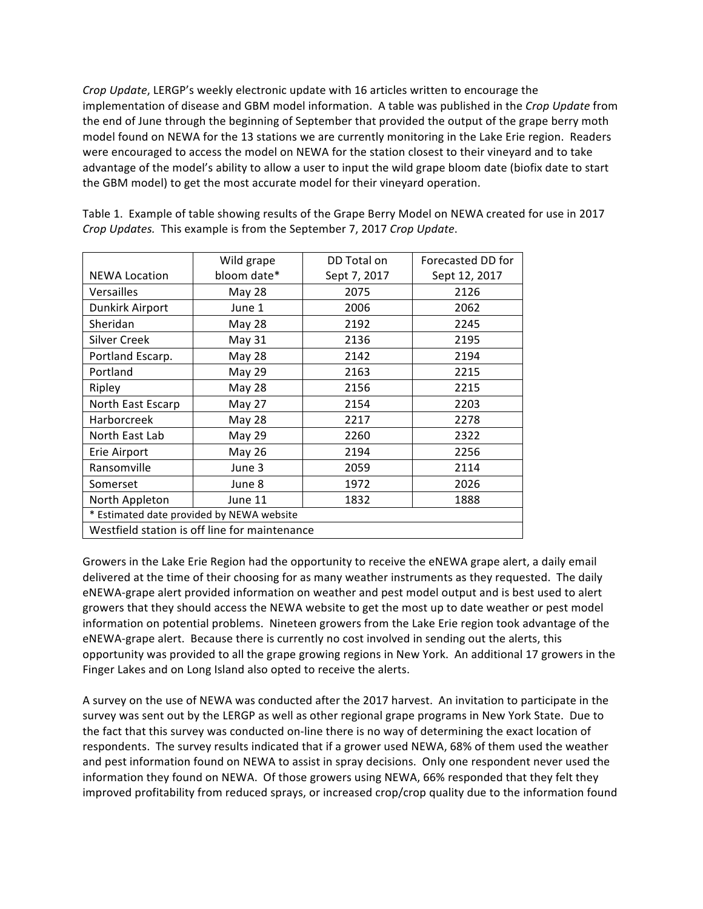*Crop Update*, LERGP's weekly electronic update with 16 articles written to encourage the implementation of disease and GBM model information. A table was published in the *Crop Update* from the end of June through the beginning of September that provided the output of the grape berry moth model found on NEWA for the 13 stations we are currently monitoring in the Lake Erie region. Readers were encouraged to access the model on NEWA for the station closest to their vineyard and to take advantage of the model's ability to allow a user to input the wild grape bloom date (biofix date to start the GBM model) to get the most accurate model for their vineyard operation.

Table 1. Example of table showing results of the Grape Berry Model on NEWA created for use in 2017 *Crop Updates.* This example is from the September 7, 2017 *Crop Update*.

| NEWA Location | Wild grape bloom date* | DD Total on Sept 7, 2017 | Forecasted DD for Sept 12, 2017 |
|---|---|---|---|
| Versailles | May 28 | 2075 | 2126 |
| Dunkirk Airport | June 1 | 2006 | 2062 |
| Sheridan | May 28 | 2192 | 2245 |
| Silver Creek | May 31 | 2136 | 2195 |
| Portland Escarp. | May 28 | 2142 | 2194 |
| Portland | May 29 | 2163 | 2215 |
| Ripley | May 28 | 2156 | 2215 |
| North East Escarp | May 27 | 2154 | 2203 |
| Harborcreek | May 28 | 2217 | 2278 |
| North East Lab | May 29 | 2260 | 2322 |
| Erie Airport | May 26 | 2194 | 2256 |
| Ransomville | June 3 | 2059 | 2114 |
| Somerset | June 8 | 1972 | 2026 |
| North Appleton | June 11 | 1832 | 1888 |
| * Estimated date provided by NEWA website | | | |
| Westfield station is off line for maintenance | | | |

Growers in the Lake Erie Region had the opportunity to receive the eNEWA grape alert, a daily email delivered at the time of their choosing for as many weather instruments as they requested. The daily eNEWA-grape alert provided information on weather and pest model output and is best used to alert growers that they should access the NEWA website to get the most up to date weather or pest model information on potential problems. Nineteen growers from the Lake Erie region took advantage of the eNEWA-grape alert. Because there is currently no cost involved in sending out the alerts, this opportunity was provided to all the grape growing regions in New York. An additional 17 growers in the Finger Lakes and on Long Island also opted to receive the alerts.

A survey on the use of NEWA was conducted after the 2017 harvest. An invitation to participate in the survey was sent out by the LERGP as well as other regional grape programs in New York State. Due to the fact that this survey was conducted on-line there is no way of determining the exact location of respondents. The survey results indicated that if a grower used NEWA, 68% of them used the weather and pest information found on NEWA to assist in spray decisions. Only one respondent never used the information they found on NEWA. Of those growers using NEWA, 66% responded that they felt they improved profitability from reduced sprays, or increased crop/crop quality due to the information found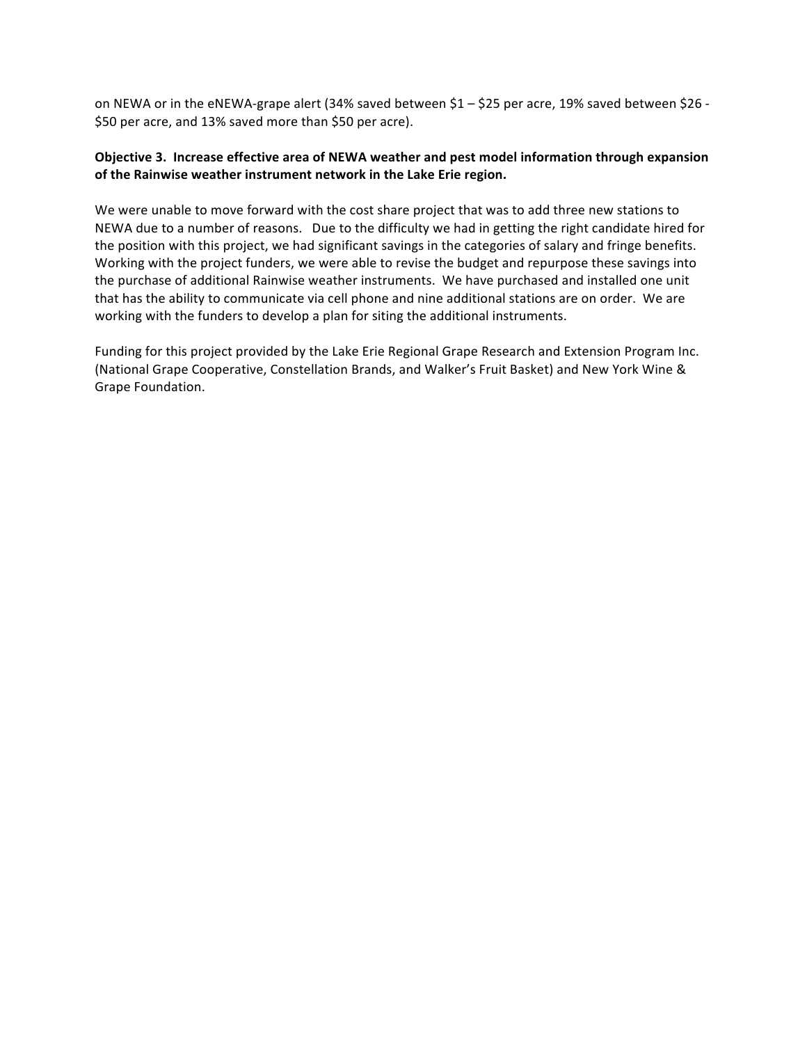on NEWA or in the eNEWA-grape alert (34% saved between $1 – $25 per acre, 19% saved between $26 - $50 per acre, and 13% saved more than $50 per acre).

**Objective 3. Increase effective area of NEWA weather and pest model information through expansion of the Rainwise weather instrument network in the Lake Erie region.**

We were unable to move forward with the cost share project that was to add three new stations to NEWA due to a number of reasons. Due to the difficulty we had in getting the right candidate hired for the position with this project, we had significant savings in the categories of salary and fringe benefits. Working with the project funders, we were able to revise the budget and repurpose these savings into the purchase of additional Rainwise weather instruments. We have purchased and installed one unit that has the ability to communicate via cell phone and nine additional stations are on order. We are working with the funders to develop a plan for siting the additional instruments.

Funding for this project provided by the Lake Erie Regional Grape Research and Extension Program Inc. (National Grape Cooperative, Constellation Brands, and Walker's Fruit Basket) and New York Wine & Grape Foundation.